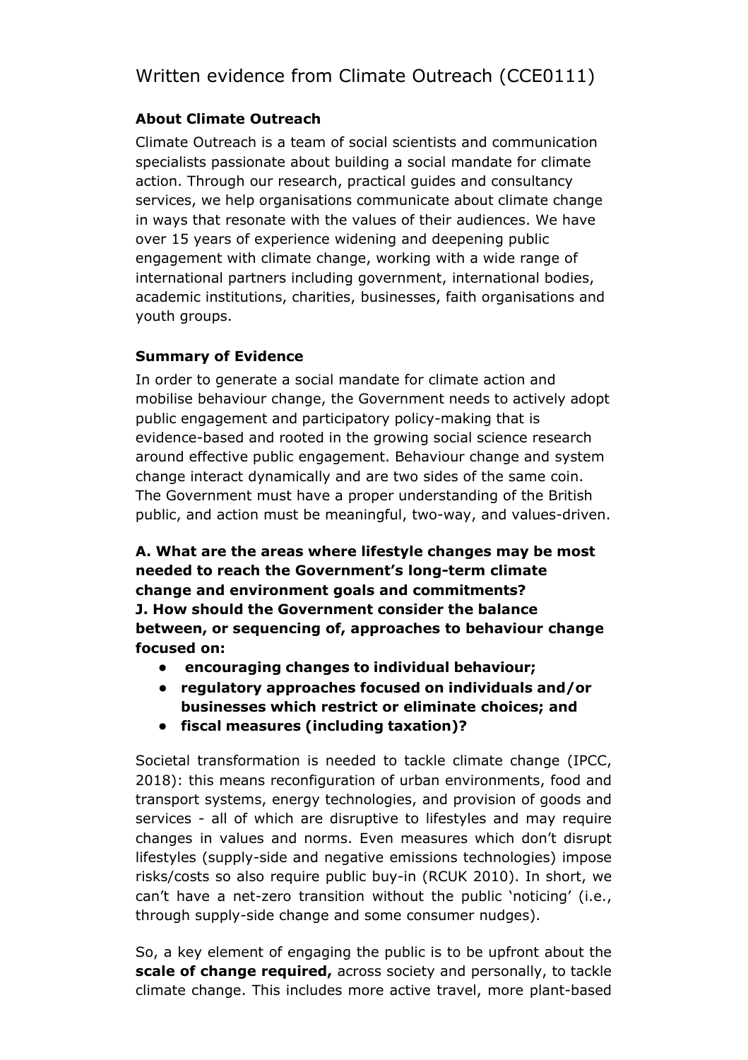# Written evidence from Climate Outreach (CCE0111)

### About Climate Outreach

Climate Outreach is a team of social scientists and communication specialists passionate about building a social mandate for climate action. Through our research, practical guides and consultancy services, we help organisations communicate about climate change in ways that resonate with the values of their audiences. We have over 15 years of experience widening and deepening public engagement with climate change, working with a wide range of international partners including government, international bodies, academic institutions, charities, businesses, faith organisations and youth groups.

### Summary of Evidence

In order to generate a social mandate for climate action and mobilise behaviour change, the Government needs to actively adopt public engagement and participatory policy-making that is evidence-based and rooted in the growing social science research around effective public engagement. Behaviour change and system change interact dynamically and are two sides of the same coin. The Government must have a proper understanding of the British public, and action must be meaningful, two-way, and values-driven.

**A. What are the areas where lifestyle changes may be most needed to reach the Government's long-term climate change and environment goals and commitments?**
**J. How should the Government consider the balance between, or sequencing of, approaches to behaviour change focused on:**

- **encouraging changes to individual behaviour;**
- **regulatory approaches focused on individuals and/or businesses which restrict or eliminate choices; and**
- **fiscal measures (including taxation)?**

Societal transformation is needed to tackle climate change (IPCC, 2018): this means reconfiguration of urban environments, food and transport systems, energy technologies, and provision of goods and services - all of which are disruptive to lifestyles and may require changes in values and norms. Even measures which don't disrupt lifestyles (supply-side and negative emissions technologies) impose risks/costs so also require public buy-in (RCUK 2010). In short, we can't have a net-zero transition without the public 'noticing' (i.e., through supply-side change and some consumer nudges).

So, a key element of engaging the public is to be upfront about the **scale of change required,** across society and personally, to tackle climate change. This includes more active travel, more plant-based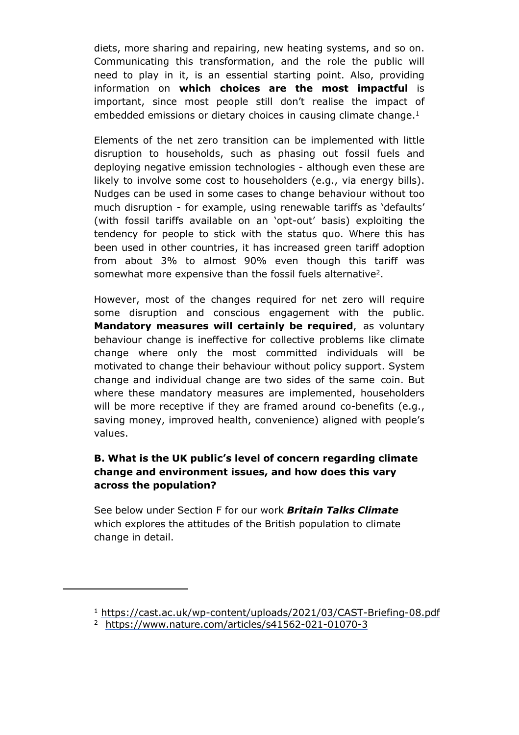diets, more sharing and repairing, new heating systems, and so on. Communicating this transformation, and the role the public will need to play in it, is an essential starting point. Also, providing information on **which choices are the most impactful** is important, since most people still don't realise the impact of embedded emissions or dietary choices in causing climate change.[1]

Elements of the net zero transition can be implemented with little disruption to households, such as phasing out fossil fuels and deploying negative emission technologies - although even these are likely to involve some cost to householders (e.g., via energy bills). Nudges can be used in some cases to change behaviour without too much disruption - for example, using renewable tariffs as 'defaults' (with fossil tariffs available on an 'opt-out' basis) exploiting the tendency for people to stick with the status quo. Where this has been used in other countries, it has increased green tariff adoption from about 3% to almost 90% even though this tariff was somewhat more expensive than the fossil fuels alternative[2].

However, most of the changes required for net zero will require some disruption and conscious engagement with the public. **Mandatory measures will certainly be required**, as voluntary behaviour change is ineffective for collective problems like climate change where only the most committed individuals will be motivated to change their behaviour without policy support. System change and individual change are two sides of the same coin. But where these mandatory measures are implemented, householders will be more receptive if they are framed around co-benefits (e.g., saving money, improved health, convenience) aligned with people's values.

### B. What is the UK public's level of concern regarding climate change and environment issues, and how does this vary across the population?

See below under Section F for our work ***Britain Talks Climate*** which explores the attitudes of the British population to climate change in detail.

---

[1] https://cast.ac.uk/wp-content/uploads/2021/03/CAST-Briefing-08.pdf

[2] https://www.nature.com/articles/s41562-021-01070-3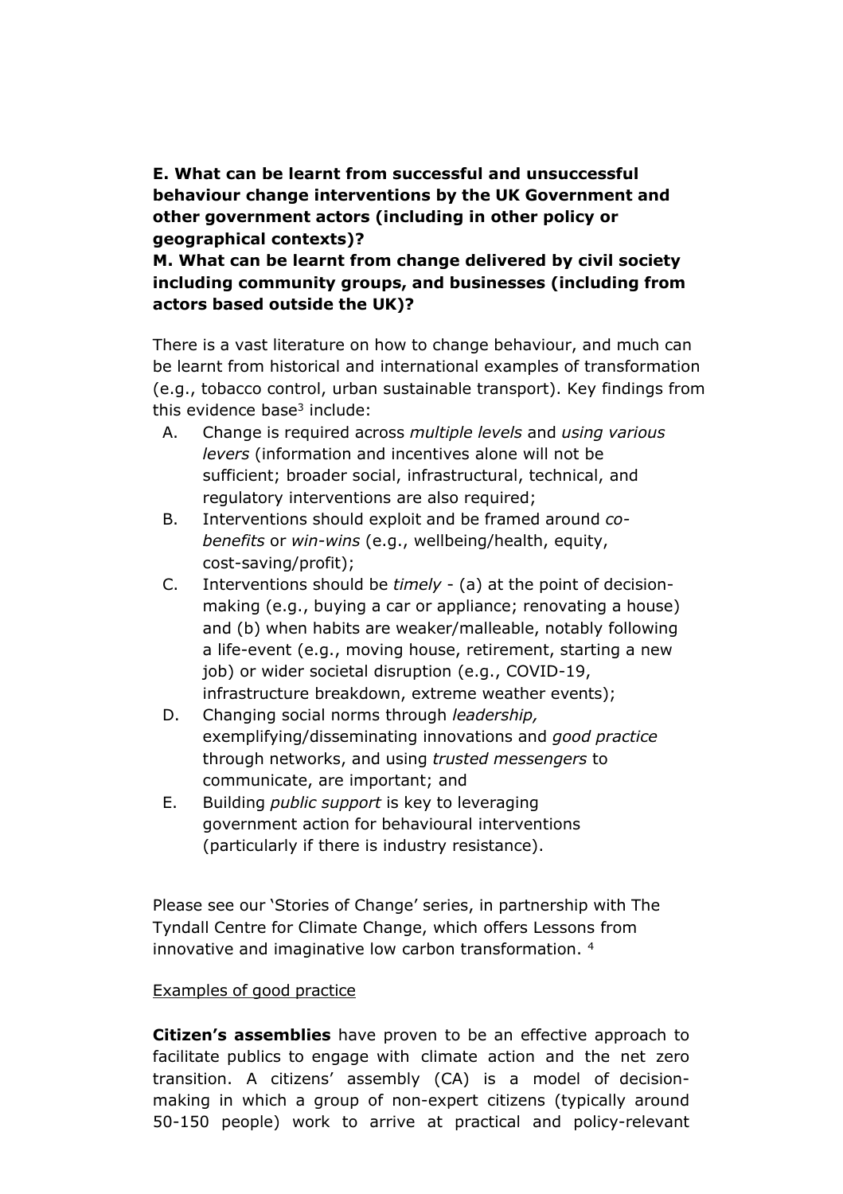**E. What can be learnt from successful and unsuccessful behaviour change interventions by the UK Government and other government actors (including in other policy or geographical contexts)?**
**M. What can be learnt from change delivered by civil society including community groups, and businesses (including from actors based outside the UK)?**

There is a vast literature on how to change behaviour, and much can be learnt from historical and international examples of transformation (e.g., tobacco control, urban sustainable transport). Key findings from this evidence base[3] include:

A. Change is required across *multiple levels* and *using various levers* (information and incentives alone will not be sufficient; broader social, infrastructural, technical, and regulatory interventions are also required;
B. Interventions should exploit and be framed around *co-benefits* or *win-wins* (e.g., wellbeing/health, equity, cost-saving/profit);
C. Interventions should be *timely* - (a) at the point of decision-making (e.g., buying a car or appliance; renovating a house) and (b) when habits are weaker/malleable, notably following a life-event (e.g., moving house, retirement, starting a new job) or wider societal disruption (e.g., COVID-19, infrastructure breakdown, extreme weather events);
D. Changing social norms through *leadership,* exemplifying/disseminating innovations and *good practice* through networks, and using *trusted messengers* to communicate, are important; and
E. Building *public support* is key to leveraging government action for behavioural interventions (particularly if there is industry resistance).

Please see our 'Stories of Change' series, in partnership with The Tyndall Centre for Climate Change, which offers Lessons from innovative and imaginative low carbon transformation. [4]

<u>Examples of good practice</u>

**Citizen's assemblies** have proven to be an effective approach to facilitate publics to engage with climate action and the net zero transition. A citizens' assembly (CA) is a model of decision-making in which a group of non-expert citizens (typically around 50-150 people) work to arrive at practical and policy-relevant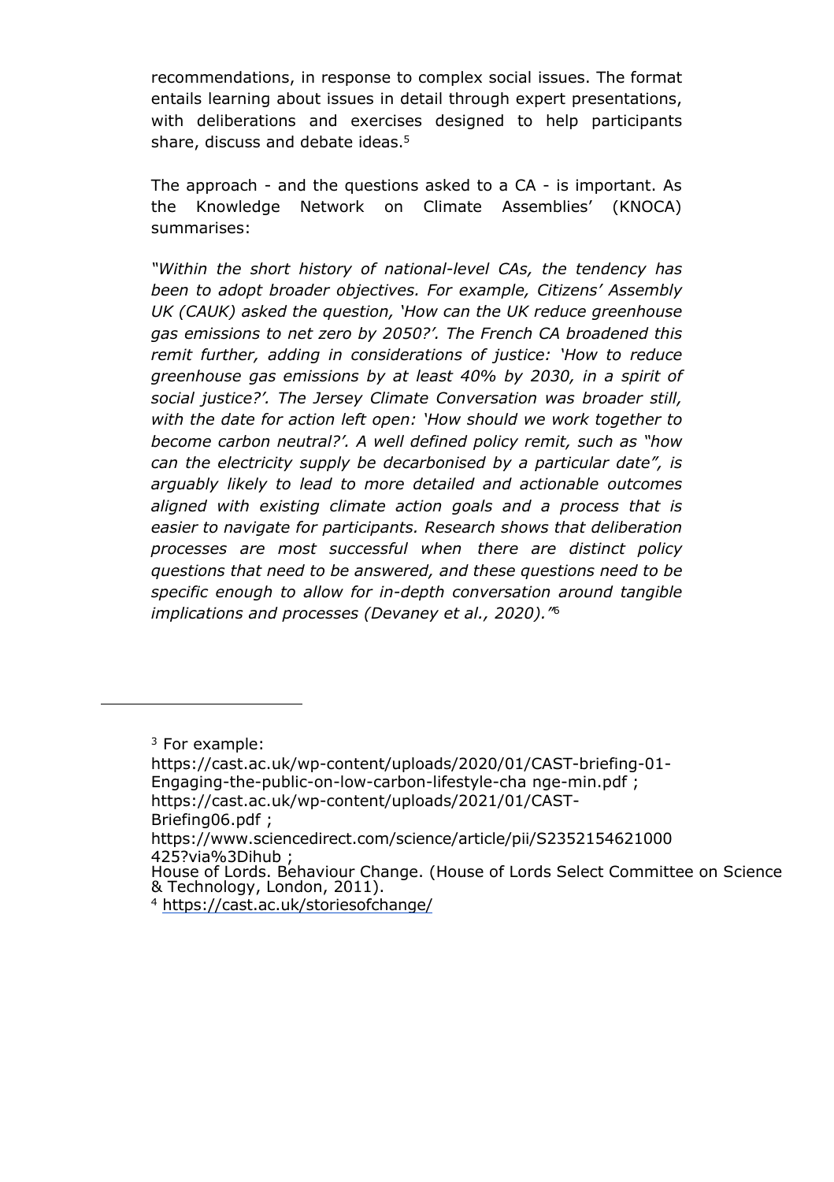recommendations, in response to complex social issues. The format entails learning about issues in detail through expert presentations, with deliberations and exercises designed to help participants share, discuss and debate ideas.[5]

The approach - and the questions asked to a CA - is important. As the Knowledge Network on Climate Assemblies' (KNOCA) summarises:

*"Within the short history of national-level CAs, the tendency has been to adopt broader objectives. For example, Citizens' Assembly UK (CAUK) asked the question, 'How can the UK reduce greenhouse gas emissions to net zero by 2050?'. The French CA broadened this remit further, adding in considerations of justice: 'How to reduce greenhouse gas emissions by at least 40% by 2030, in a spirit of social justice?'. The Jersey Climate Conversation was broader still, with the date for action left open: 'How should we work together to become carbon neutral?'. A well defined policy remit, such as "how can the electricity supply be decarbonised by a particular date", is arguably likely to lead to more detailed and actionable outcomes aligned with existing climate action goals and a process that is easier to navigate for participants. Research shows that deliberation processes are most successful when there are distinct policy questions that need to be answered, and these questions need to be specific enough to allow for in-depth conversation around tangible implications and processes (Devaney et al., 2020)."*[6]

---

[3] For example:
https://cast.ac.uk/wp-content/uploads/2020/01/CAST-briefing-01-Engaging-the-public-on-low-carbon-lifestyle-cha nge-min.pdf ;
https://cast.ac.uk/wp-content/uploads/2021/01/CAST-Briefing06.pdf ;
https://www.sciencedirect.com/science/article/pii/S2352154621000425?via%3Dihub ;
House of Lords. Behaviour Change. (House of Lords Select Committee on Science & Technology, London, 2011).

[4] https://cast.ac.uk/storiesofchange/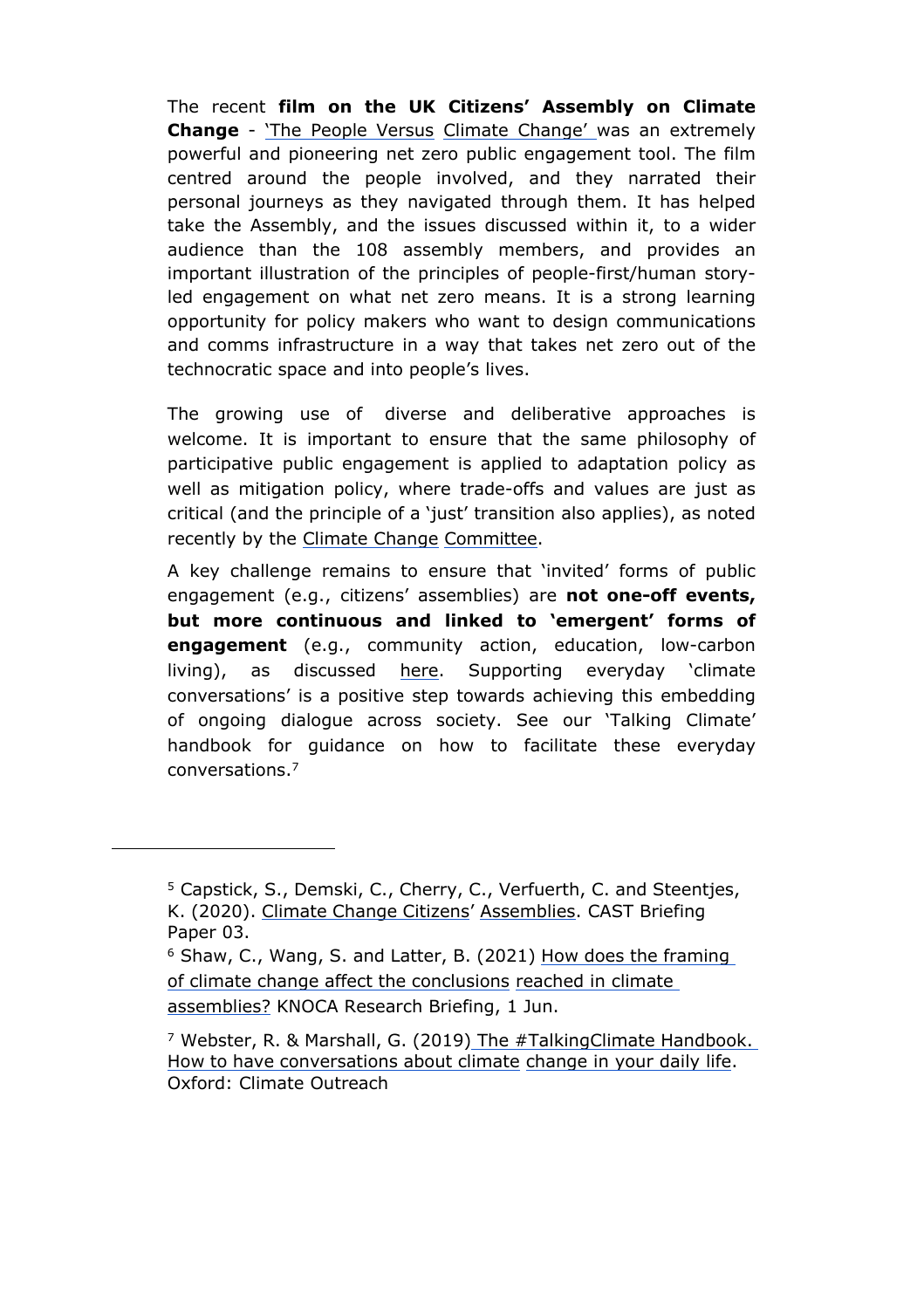The recent **film on the UK Citizens' Assembly on Climate Change** - 'The People Versus Climate Change' was an extremely powerful and pioneering net zero public engagement tool. The film centred around the people involved, and they narrated their personal journeys as they navigated through them. It has helped take the Assembly, and the issues discussed within it, to a wider audience than the 108 assembly members, and provides an important illustration of the principles of people-first/human story-led engagement on what net zero means. It is a strong learning opportunity for policy makers who want to design communications and comms infrastructure in a way that takes net zero out of the technocratic space and into people's lives.

The growing use of diverse and deliberative approaches is welcome. It is important to ensure that the same philosophy of participative public engagement is applied to adaptation policy as well as mitigation policy, where trade-offs and values are just as critical (and the principle of a 'just' transition also applies), as noted recently by the Climate Change Committee.

A key challenge remains to ensure that 'invited' forms of public engagement (e.g., citizens' assemblies) are **not one-off events, but more continuous and linked to 'emergent' forms of engagement** (e.g., community action, education, low-carbon living), as discussed here. Supporting everyday 'climate conversations' is a positive step towards achieving this embedding of ongoing dialogue across society. See our 'Talking Climate' handbook for guidance on how to facilitate these everyday conversations.[7]

---

[5] Capstick, S., Demski, C., Cherry, C., Verfuerth, C. and Steentjes, K. (2020). Climate Change Citizens' Assemblies. CAST Briefing Paper 03.

[6] Shaw, C., Wang, S. and Latter, B. (2021) How does the framing of climate change affect the conclusions reached in climate assemblies? KNOCA Research Briefing, 1 Jun.

[7] Webster, R. & Marshall, G. (2019) The #TalkingClimate Handbook. How to have conversations about climate change in your daily life. Oxford: Climate Outreach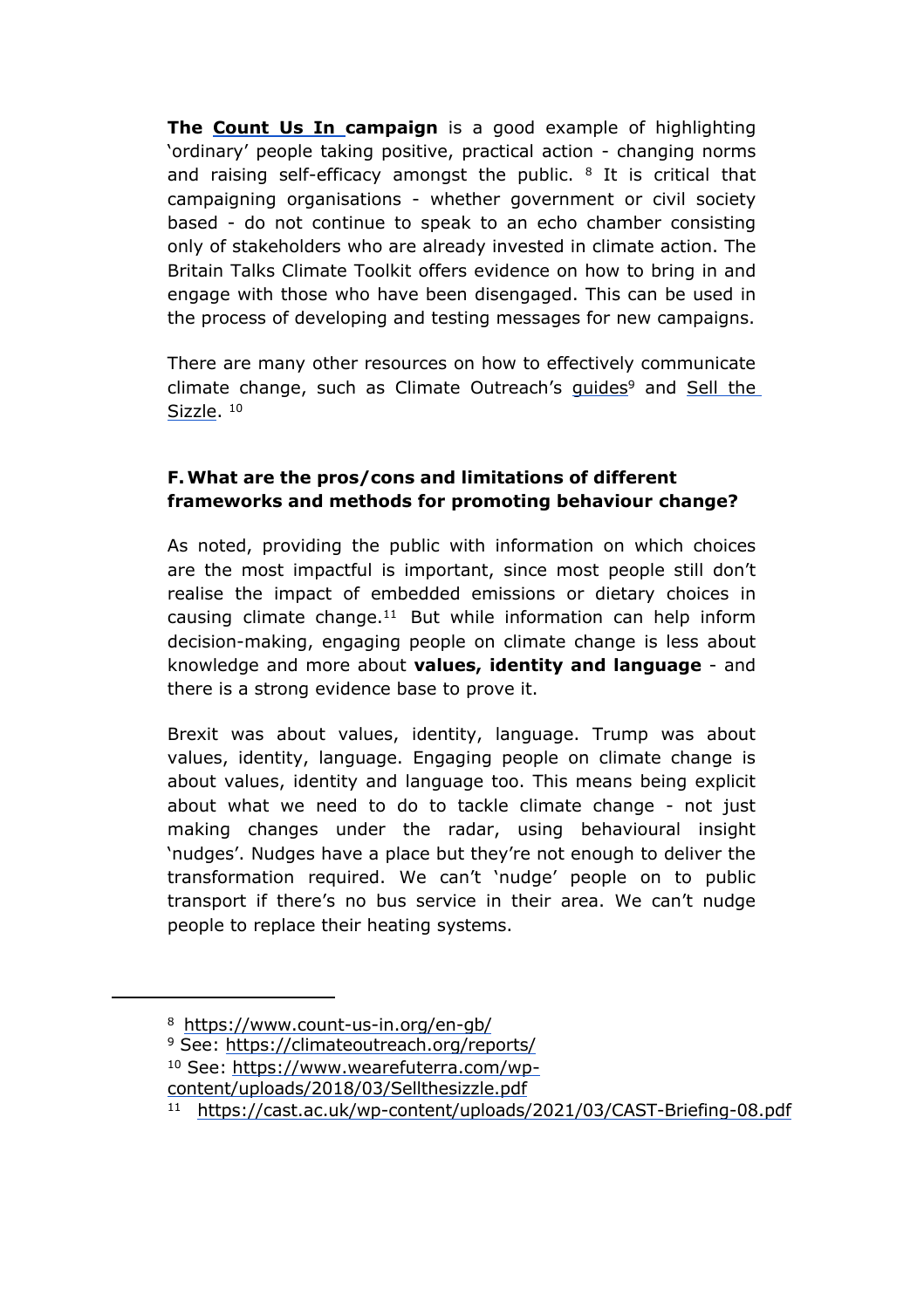**The Count Us In campaign** is a good example of highlighting 'ordinary' people taking positive, practical action - changing norms and raising self-efficacy amongst the public. [8] It is critical that campaigning organisations - whether government or civil society based - do not continue to speak to an echo chamber consisting only of stakeholders who are already invested in climate action. The Britain Talks Climate Toolkit offers evidence on how to bring in and engage with those who have been disengaged. This can be used in the process of developing and testing messages for new campaigns.

There are many other resources on how to effectively communicate climate change, such as Climate Outreach's guides[9] and Sell the Sizzle. [10]

### F. What are the pros/cons and limitations of different frameworks and methods for promoting behaviour change?

As noted, providing the public with information on which choices are the most impactful is important, since most people still don't realise the impact of embedded emissions or dietary choices in causing climate change.[11] But while information can help inform decision-making, engaging people on climate change is less about knowledge and more about **values, identity and language** - and there is a strong evidence base to prove it.

Brexit was about values, identity, language. Trump was about values, identity, language. Engaging people on climate change is about values, identity and language too. This means being explicit about what we need to do to tackle climate change - not just making changes under the radar, using behavioural insight 'nudges'. Nudges have a place but they're not enough to deliver the transformation required. We can't 'nudge' people on to public transport if there's no bus service in their area. We can't nudge people to replace their heating systems.

---

[8] https://www.count-us-in.org/en-gb/

[9] See: https://climateoutreach.org/reports/

[10] See: https://www.wearefuterra.com/wp-content/uploads/2018/03/Sellthesizzle.pdf

[11] https://cast.ac.uk/wp-content/uploads/2021/03/CAST-Briefing-08.pdf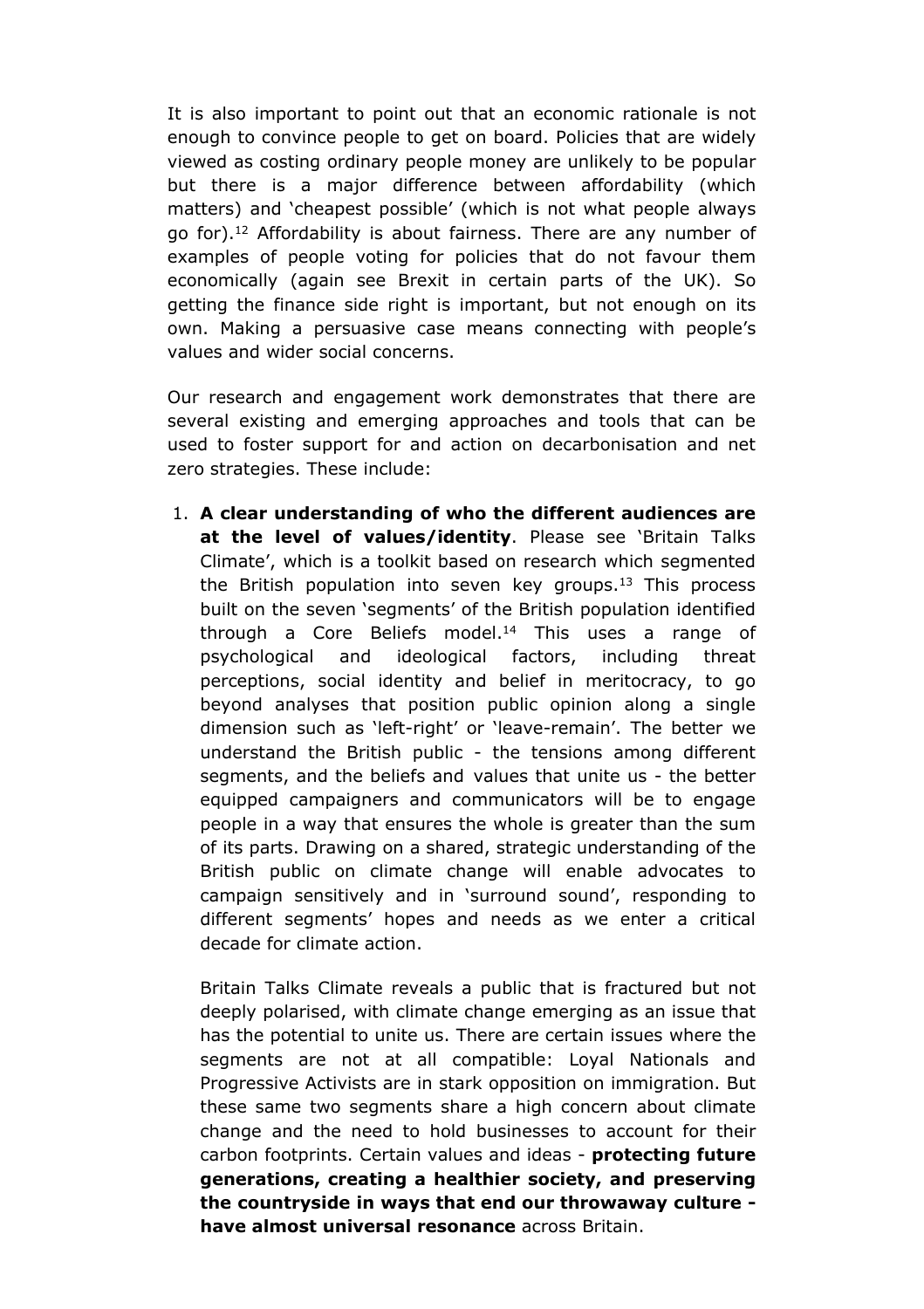It is also important to point out that an economic rationale is not enough to convince people to get on board. Policies that are widely viewed as costing ordinary people money are unlikely to be popular but there is a major difference between affordability (which matters) and 'cheapest possible' (which is not what people always go for).[12] Affordability is about fairness. There are any number of examples of people voting for policies that do not favour them economically (again see Brexit in certain parts of the UK). So getting the finance side right is important, but not enough on its own. Making a persuasive case means connecting with people's values and wider social concerns.

Our research and engagement work demonstrates that there are several existing and emerging approaches and tools that can be used to foster support for and action on decarbonisation and net zero strategies. These include:

1. **A clear understanding of who the different audiences are at the level of values/identity**. Please see 'Britain Talks Climate', which is a toolkit based on research which segmented the British population into seven key groups.[13] This process built on the seven 'segments' of the British population identified through a Core Beliefs model.[14] This uses a range of psychological and ideological factors, including threat perceptions, social identity and belief in meritocracy, to go beyond analyses that position public opinion along a single dimension such as 'left-right' or 'leave-remain'. The better we understand the British public - the tensions among different segments, and the beliefs and values that unite us - the better equipped campaigners and communicators will be to engage people in a way that ensures the whole is greater than the sum of its parts. Drawing on a shared, strategic understanding of the British public on climate change will enable advocates to campaign sensitively and in 'surround sound', responding to different segments' hopes and needs as we enter a critical decade for climate action.

   Britain Talks Climate reveals a public that is fractured but not deeply polarised, with climate change emerging as an issue that has the potential to unite us. There are certain issues where the segments are not at all compatible: Loyal Nationals and Progressive Activists are in stark opposition on immigration. But these same two segments share a high concern about climate change and the need to hold businesses to account for their carbon footprints. Certain values and ideas - **protecting future generations, creating a healthier society, and preserving the countryside in ways that end our throwaway culture - have almost universal resonance** across Britain.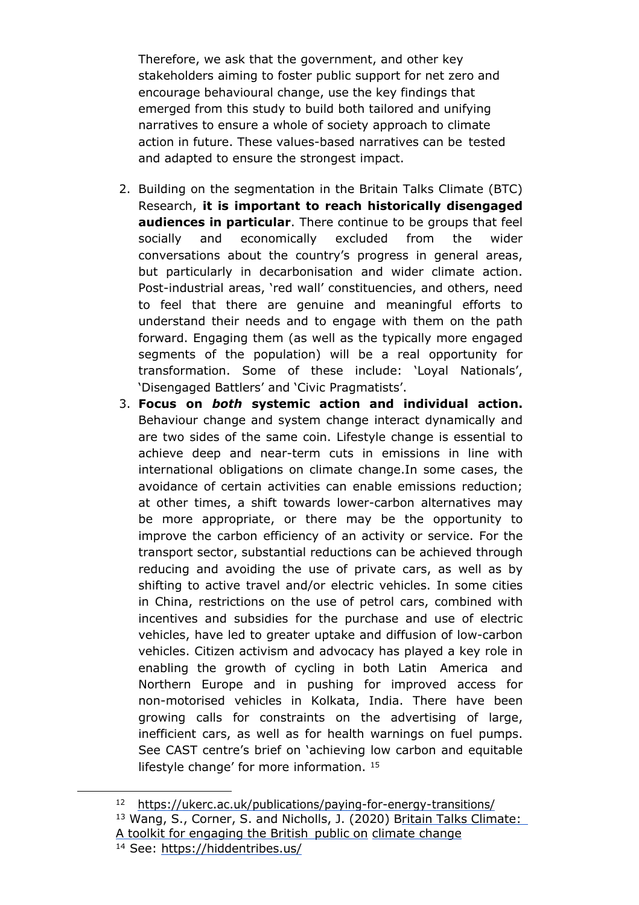Therefore, we ask that the government, and other key stakeholders aiming to foster public support for net zero and encourage behavioural change, use the key findings that emerged from this study to build both tailored and unifying narratives to ensure a whole of society approach to climate action in future. These values-based narratives can be tested and adapted to ensure the strongest impact.

2. Building on the segmentation in the Britain Talks Climate (BTC) Research, **it is important to reach historically disengaged audiences in particular**. There continue to be groups that feel socially and economically excluded from the wider conversations about the country's progress in general areas, but particularly in decarbonisation and wider climate action. Post-industrial areas, 'red wall' constituencies, and others, need to feel that there are genuine and meaningful efforts to understand their needs and to engage with them on the path forward. Engaging them (as well as the typically more engaged segments of the population) will be a real opportunity for transformation. Some of these include: 'Loyal Nationals', 'Disengaged Battlers' and 'Civic Pragmatists'.
3. **Focus on *both* systemic action and individual action.** Behaviour change and system change interact dynamically and are two sides of the same coin. Lifestyle change is essential to achieve deep and near-term cuts in emissions in line with international obligations on climate change.In some cases, the avoidance of certain activities can enable emissions reduction; at other times, a shift towards lower-carbon alternatives may be more appropriate, or there may be the opportunity to improve the carbon efficiency of an activity or service. For the transport sector, substantial reductions can be achieved through reducing and avoiding the use of private cars, as well as by shifting to active travel and/or electric vehicles. In some cities in China, restrictions on the use of petrol cars, combined with incentives and subsidies for the purchase and use of electric vehicles, have led to greater uptake and diffusion of low-carbon vehicles. Citizen activism and advocacy has played a key role in enabling the growth of cycling in both Latin America and Northern Europe and in pushing for improved access for non-motorised vehicles in Kolkata, India. There have been growing calls for constraints on the advertising of large, inefficient cars, as well as for health warnings on fuel pumps. See CAST centre's brief on 'achieving low carbon and equitable lifestyle change' for more information. [15]

---

[12] https://ukerc.ac.uk/publications/paying-for-energy-transitions/

[13] Wang, S., Corner, S. and Nicholls, J. (2020) Britain Talks Climate: A toolkit for engaging the British public on climate change

[14] See: https://hiddentribes.us/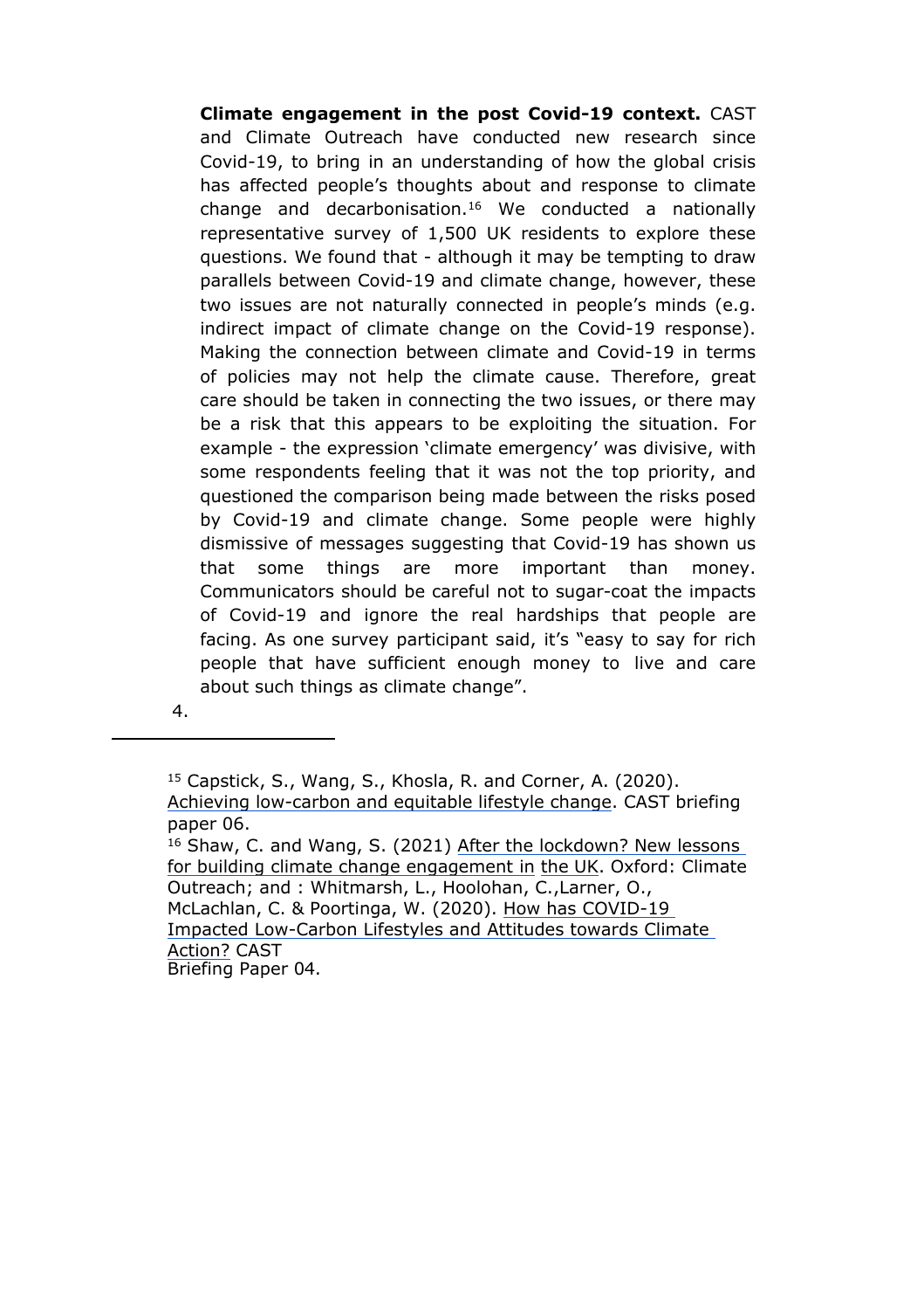**Climate engagement in the post Covid-19 context.** CAST and Climate Outreach have conducted new research since Covid-19, to bring in an understanding of how the global crisis has affected people's thoughts about and response to climate change and decarbonisation.[16] We conducted a nationally representative survey of 1,500 UK residents to explore these questions. We found that - although it may be tempting to draw parallels between Covid-19 and climate change, however, these two issues are not naturally connected in people's minds (e.g. indirect impact of climate change on the Covid-19 response). Making the connection between climate and Covid-19 in terms of policies may not help the climate cause. Therefore, great care should be taken in connecting the two issues, or there may be a risk that this appears to be exploiting the situation. For example - the expression 'climate emergency' was divisive, with some respondents feeling that it was not the top priority, and questioned the comparison being made between the risks posed by Covid-19 and climate change. Some people were highly dismissive of messages suggesting that Covid-19 has shown us that some things are more important than money. Communicators should be careful not to sugar-coat the impacts of Covid-19 and ignore the real hardships that people are facing. As one survey participant said, it's "easy to say for rich people that have sufficient enough money to live and care about such things as climate change".

4.

---

[15] Capstick, S., Wang, S., Khosla, R. and Corner, A. (2020). Achieving low-carbon and equitable lifestyle change. CAST briefing paper 06.

[16] Shaw, C. and Wang, S. (2021) After the lockdown? New lessons for building climate change engagement in the UK. Oxford: Climate Outreach; and : Whitmarsh, L., Hoolohan, C.,Larner, O., McLachlan, C. & Poortinga, W. (2020). How has COVID-19 Impacted Low-Carbon Lifestyles and Attitudes towards Climate Action? CAST Briefing Paper 04.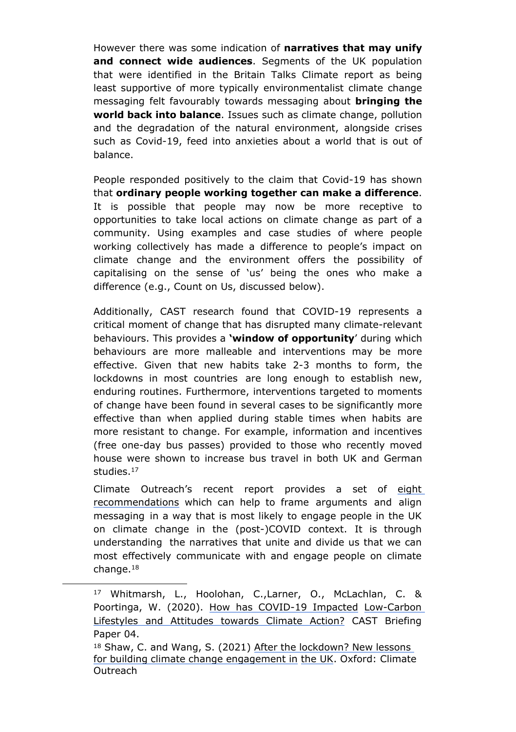However there was some indication of **narratives that may unify and connect wide audiences**. Segments of the UK population that were identified in the Britain Talks Climate report as being least supportive of more typically environmentalist climate change messaging felt favourably towards messaging about **bringing the world back into balance**. Issues such as climate change, pollution and the degradation of the natural environment, alongside crises such as Covid-19, feed into anxieties about a world that is out of balance.

People responded positively to the claim that Covid-19 has shown that **ordinary people working together can make a difference**. It is possible that people may now be more receptive to opportunities to take local actions on climate change as part of a community. Using examples and case studies of where people working collectively has made a difference to people's impact on climate change and the environment offers the possibility of capitalising on the sense of 'us' being the ones who make a difference (e.g., Count on Us, discussed below).

Additionally, CAST research found that COVID-19 represents a critical moment of change that has disrupted many climate-relevant behaviours. This provides a **'window of opportunity**' during which behaviours are more malleable and interventions may be more effective. Given that new habits take 2-3 months to form, the lockdowns in most countries are long enough to establish new, enduring routines. Furthermore, interventions targeted to moments of change have been found in several cases to be significantly more effective than when applied during stable times when habits are more resistant to change. For example, information and incentives (free one-day bus passes) provided to those who recently moved house were shown to increase bus travel in both UK and German studies.[17]

Climate Outreach's recent report provides a set of eight recommendations which can help to frame arguments and align messaging in a way that is most likely to engage people in the UK on climate change in the (post-)COVID context. It is through understanding the narratives that unite and divide us that we can most effectively communicate with and engage people on climate change.[18]

---

[17] Whitmarsh, L., Hoolohan, C.,Larner, O., McLachlan, C. & Poortinga, W. (2020). How has COVID-19 Impacted Low-Carbon Lifestyles and Attitudes towards Climate Action? CAST Briefing Paper 04.

[18] Shaw, C. and Wang, S. (2021) After the lockdown? New lessons for building climate change engagement in the UK. Oxford: Climate Outreach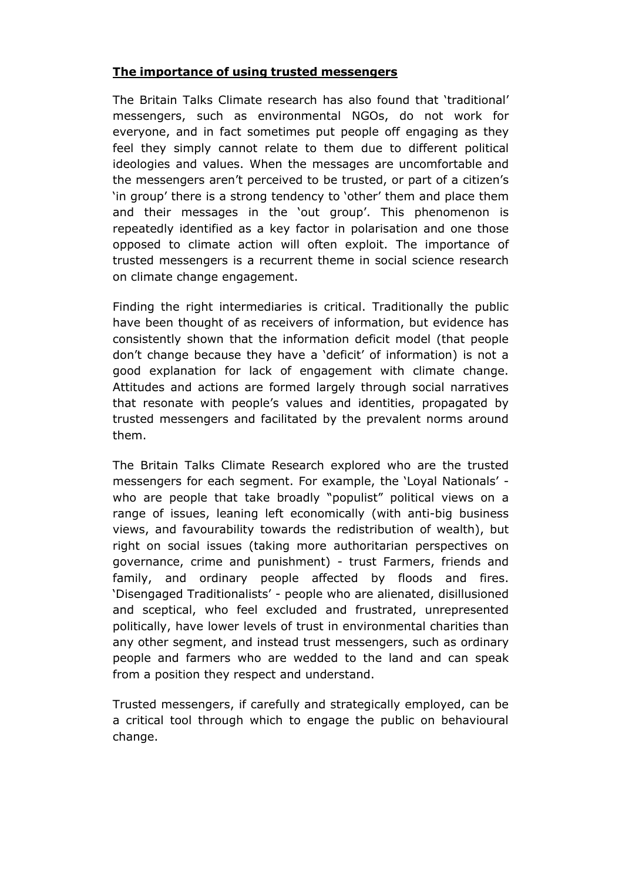## The importance of using trusted messengers

The Britain Talks Climate research has also found that 'traditional' messengers, such as environmental NGOs, do not work for everyone, and in fact sometimes put people off engaging as they feel they simply cannot relate to them due to different political ideologies and values. When the messages are uncomfortable and the messengers aren't perceived to be trusted, or part of a citizen's 'in group' there is a strong tendency to 'other' them and place them and their messages in the 'out group'. This phenomenon is repeatedly identified as a key factor in polarisation and one those opposed to climate action will often exploit. The importance of trusted messengers is a recurrent theme in social science research on climate change engagement.

Finding the right intermediaries is critical. Traditionally the public have been thought of as receivers of information, but evidence has consistently shown that the information deficit model (that people don't change because they have a 'deficit' of information) is not a good explanation for lack of engagement with climate change. Attitudes and actions are formed largely through social narratives that resonate with people's values and identities, propagated by trusted messengers and facilitated by the prevalent norms around them.

The Britain Talks Climate Research explored who are the trusted messengers for each segment. For example, the 'Loyal Nationals' - who are people that take broadly "populist" political views on a range of issues, leaning left economically (with anti-big business views, and favourability towards the redistribution of wealth), but right on social issues (taking more authoritarian perspectives on governance, crime and punishment) - trust Farmers, friends and family, and ordinary people affected by floods and fires. 'Disengaged Traditionalists' - people who are alienated, disillusioned and sceptical, who feel excluded and frustrated, unrepresented politically, have lower levels of trust in environmental charities than any other segment, and instead trust messengers, such as ordinary people and farmers who are wedded to the land and can speak from a position they respect and understand.

Trusted messengers, if carefully and strategically employed, can be a critical tool through which to engage the public on behavioural change.